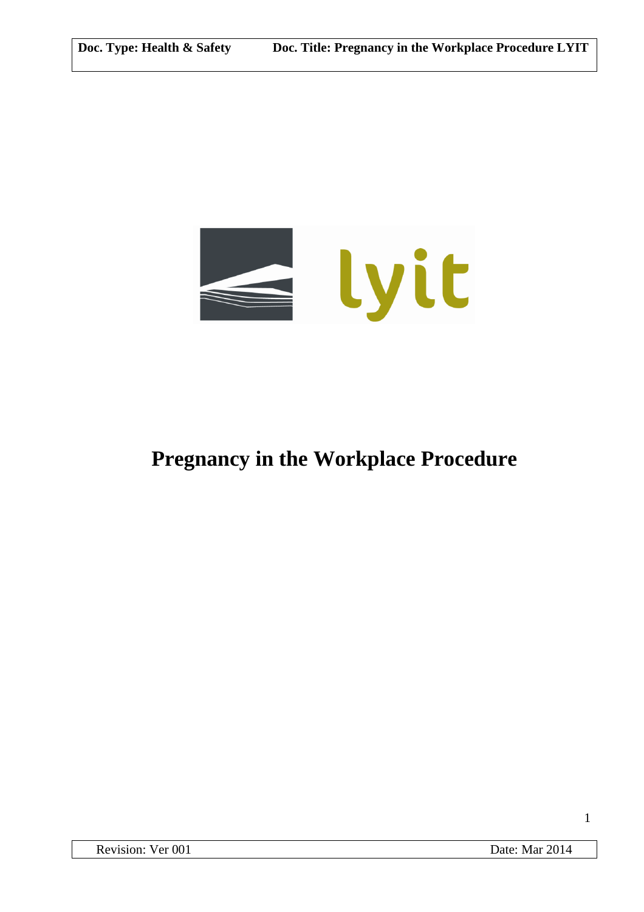# Pregnancy in the Workplace Procedure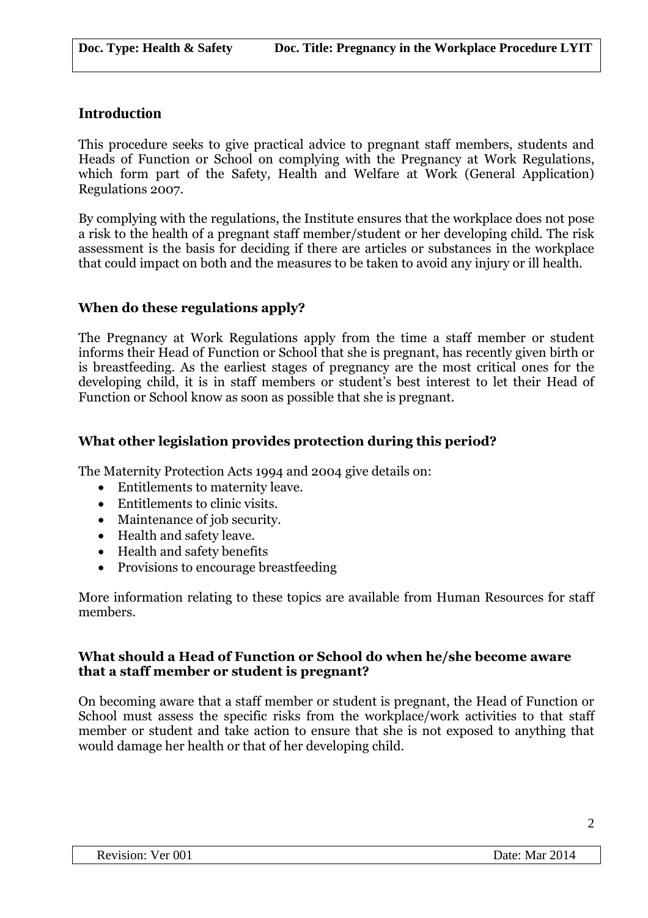## Introduction

This procedure seeks to give practical advice to pregnant staff members, students and Heads of Function or School on complying with the Pregnancy at Work Regulations, which form part of the Safety, Health and Welfare at Work (General Application) Regulations 2007.

By complying with the regulations, the Institute ensures that the workplace does not pose a risk to the health of a pregnant staff member/student or her developing child. The risk assessment is the basis for deciding if there are articles or substances in the workplace that could impact on both and the measures to be taken to avoid any injury or ill health.

### When do these regulations apply?

The Pregnancy at Work Regulations apply from the time a staff member or student informs their Head of Function or School that she is pregnant, has recently given birth or is breastfeeding. As the earliest stages of pregnancy are the most critical ones for the developing child, it is in staff members or student's best interest to let their Head of Function or School know as soon as possible that she is pregnant.

### What other legislation provides protection during this period?

The Maternity Protection Acts 1994 and 2004 give details on:

- Entitlements to maternity leave.
- Entitlements to clinic visits.
- Maintenance of job security.
- Health and safety leave.
- Health and safety benefits
- Provisions to encourage breastfeeding

More information relating to these topics are available from Human Resources for staff members.

### What should a Head of Function or School do when he/she become aware that a staff member or student is pregnant?

On becoming aware that a staff member or student is pregnant, the Head of Function or School must assess the specific risks from the workplace/work activities to that staff member or student and take action to ensure that she is not exposed to anything that would damage her health or that of her developing child.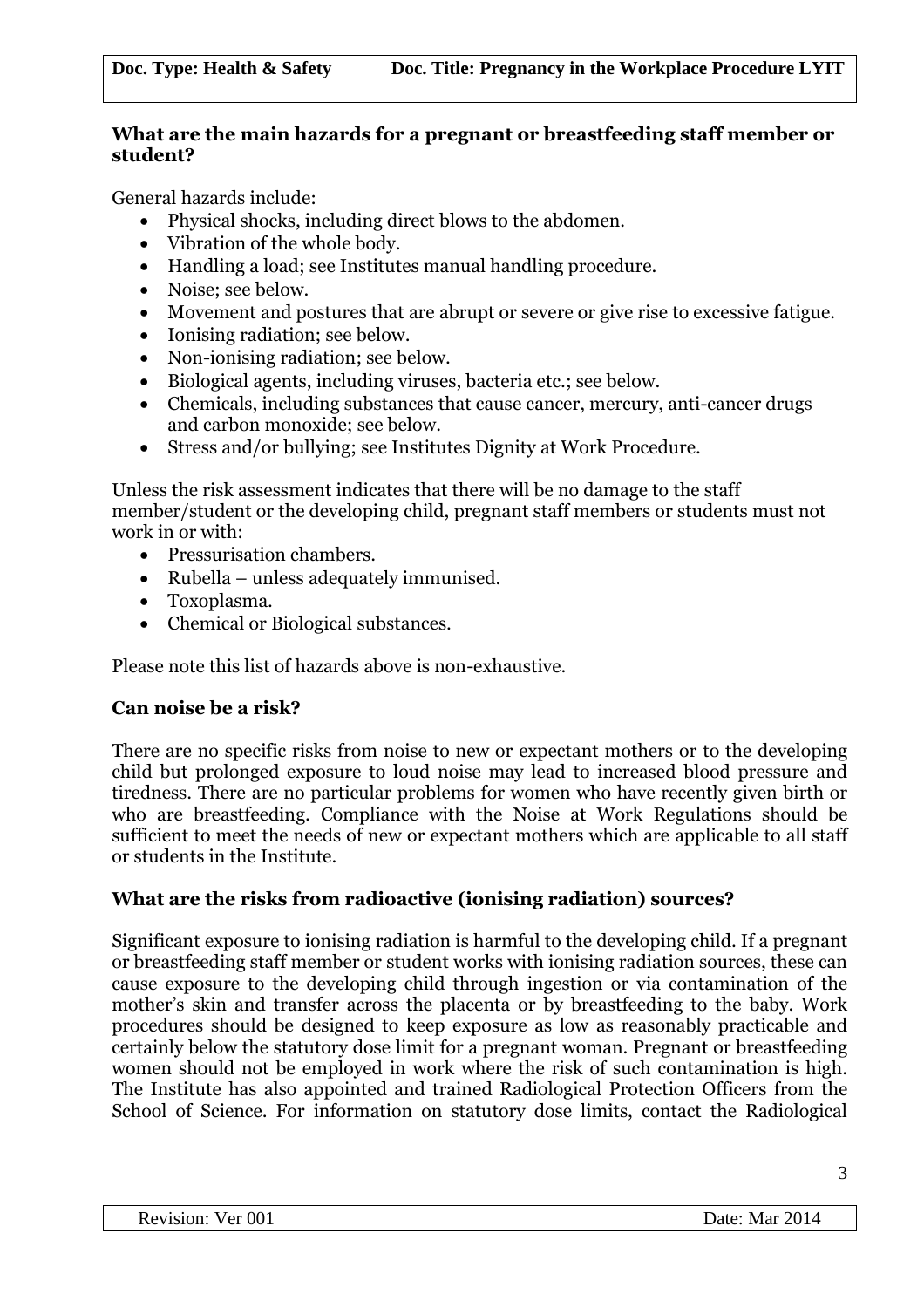### What are the main hazards for a pregnant or breastfeeding staff member or student?

General hazards include:

- Physical shocks, including direct blows to the abdomen.
- Vibration of the whole body.
- Handling a load; see Institutes manual handling procedure.
- Noise; see below.
- Movement and postures that are abrupt or severe or give rise to excessive fatigue.
- Ionising radiation; see below.
- Non-ionising radiation; see below.
- Biological agents, including viruses, bacteria etc.; see below.
- Chemicals, including substances that cause cancer, mercury, anti-cancer drugs and carbon monoxide; see below.
- Stress and/or bullying; see Institutes Dignity at Work Procedure.

Unless the risk assessment indicates that there will be no damage to the staff member/student or the developing child, pregnant staff members or students must not work in or with:

- Pressurisation chambers.
- Rubella – unless adequately immunised.
- Toxoplasma.
- Chemical or Biological substances.

Please note this list of hazards above is non-exhaustive.

### Can noise be a risk?

There are no specific risks from noise to new or expectant mothers or to the developing child but prolonged exposure to loud noise may lead to increased blood pressure and tiredness. There are no particular problems for women who have recently given birth or who are breastfeeding. Compliance with the Noise at Work Regulations should be sufficient to meet the needs of new or expectant mothers which are applicable to all staff or students in the Institute.

### What are the risks from radioactive (ionising radiation) sources?

Significant exposure to ionising radiation is harmful to the developing child. If a pregnant or breastfeeding staff member or student works with ionising radiation sources, these can cause exposure to the developing child through ingestion or via contamination of the mother's skin and transfer across the placenta or by breastfeeding to the baby. Work procedures should be designed to keep exposure as low as reasonably practicable and certainly below the statutory dose limit for a pregnant woman. Pregnant or breastfeeding women should not be employed in work where the risk of such contamination is high. The Institute has also appointed and trained Radiological Protection Officers from the School of Science. For information on statutory dose limits, contact the Radiological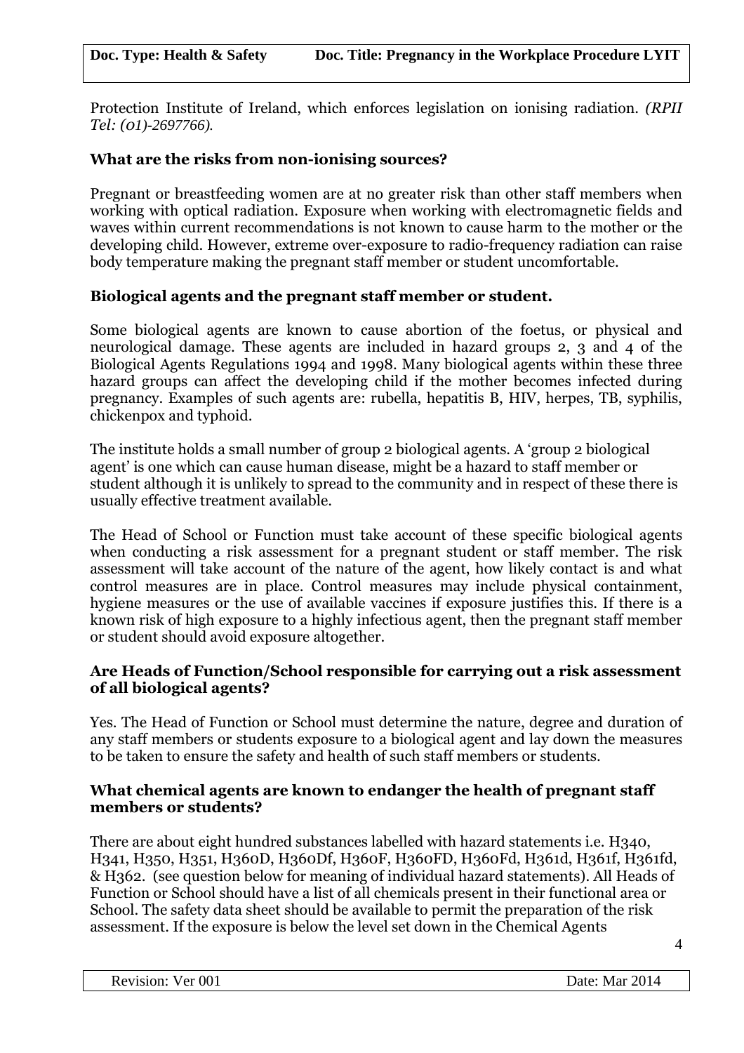Protection Institute of Ireland, which enforces legislation on ionising radiation. *(RPII Tel: (01)-2697766).*

### What are the risks from non-ionising sources?

Pregnant or breastfeeding women are at no greater risk than other staff members when working with optical radiation. Exposure when working with electromagnetic fields and waves within current recommendations is not known to cause harm to the mother or the developing child. However, extreme over-exposure to radio-frequency radiation can raise body temperature making the pregnant staff member or student uncomfortable.

### Biological agents and the pregnant staff member or student.

Some biological agents are known to cause abortion of the foetus, or physical and neurological damage. These agents are included in hazard groups 2, 3 and 4 of the Biological Agents Regulations 1994 and 1998. Many biological agents within these three hazard groups can affect the developing child if the mother becomes infected during pregnancy. Examples of such agents are: rubella, hepatitis B, HIV, herpes, TB, syphilis, chickenpox and typhoid.

The institute holds a small number of group 2 biological agents. A 'group 2 biological agent' is one which can cause human disease, might be a hazard to staff member or student although it is unlikely to spread to the community and in respect of these there is usually effective treatment available.

The Head of School or Function must take account of these specific biological agents when conducting a risk assessment for a pregnant student or staff member. The risk assessment will take account of the nature of the agent, how likely contact is and what control measures are in place. Control measures may include physical containment, hygiene measures or the use of available vaccines if exposure justifies this. If there is a known risk of high exposure to a highly infectious agent, then the pregnant staff member or student should avoid exposure altogether.

### Are Heads of Function/School responsible for carrying out a risk assessment of all biological agents?

Yes. The Head of Function or School must determine the nature, degree and duration of any staff members or students exposure to a biological agent and lay down the measures to be taken to ensure the safety and health of such staff members or students.

### What chemical agents are known to endanger the health of pregnant staff members or students?

There are about eight hundred substances labelled with hazard statements i.e. H340, H341, H350, H351, H360D, H360Df, H360F, H360FD, H360Fd, H361d, H361f, H361fd, & H362. (see question below for meaning of individual hazard statements). All Heads of Function or School should have a list of all chemicals present in their functional area or School. The safety data sheet should be available to permit the preparation of the risk assessment. If the exposure is below the level set down in the Chemical Agents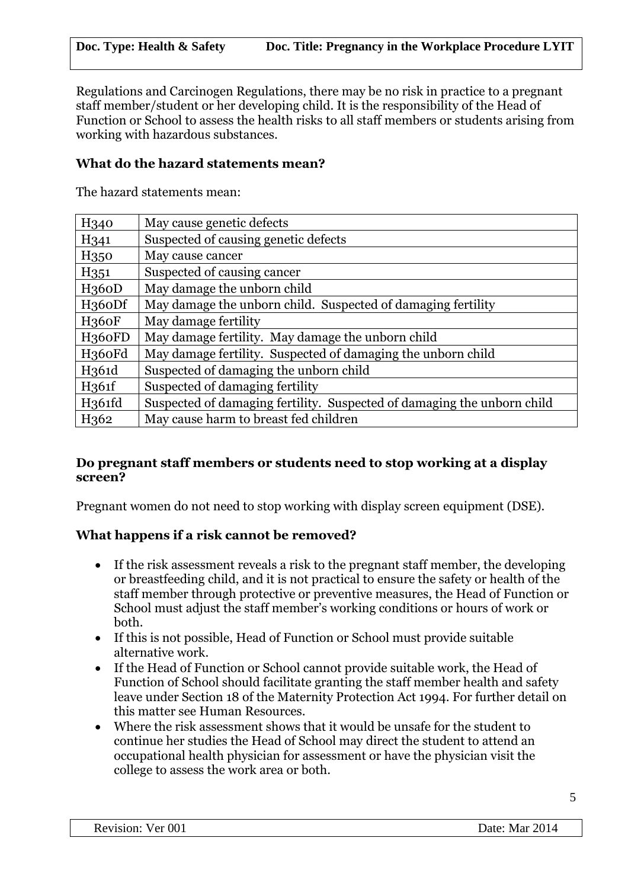Regulations and Carcinogen Regulations, there may be no risk in practice to a pregnant staff member/student or her developing child. It is the responsibility of the Head of Function or School to assess the health risks to all staff members or students arising from working with hazardous substances.

### What do the hazard statements mean?

The hazard statements mean:

| | |
|---|---|
| H340 | May cause genetic defects |
| H341 | Suspected of causing genetic defects |
| H350 | May cause cancer |
| H351 | Suspected of causing cancer |
| H360D | May damage the unborn child |
| H360Df | May damage the unborn child. Suspected of damaging fertility |
| H360F | May damage fertility |
| H360FD | May damage fertility. May damage the unborn child |
| H360Fd | May damage fertility. Suspected of damaging the unborn child |
| H361d | Suspected of damaging the unborn child |
| H361f | Suspected of damaging fertility |
| H361fd | Suspected of damaging fertility. Suspected of damaging the unborn child |
| H362 | May cause harm to breast fed children |

### Do pregnant staff members or students need to stop working at a display screen?

Pregnant women do not need to stop working with display screen equipment (DSE).

### What happens if a risk cannot be removed?

- If the risk assessment reveals a risk to the pregnant staff member, the developing or breastfeeding child, and it is not practical to ensure the safety or health of the staff member through protective or preventive measures, the Head of Function or School must adjust the staff member's working conditions or hours of work or both.
- If this is not possible, Head of Function or School must provide suitable alternative work.
- If the Head of Function or School cannot provide suitable work, the Head of Function of School should facilitate granting the staff member health and safety leave under Section 18 of the Maternity Protection Act 1994. For further detail on this matter see Human Resources.
- Where the risk assessment shows that it would be unsafe for the student to continue her studies the Head of School may direct the student to attend an occupational health physician for assessment or have the physician visit the college to assess the work area or both.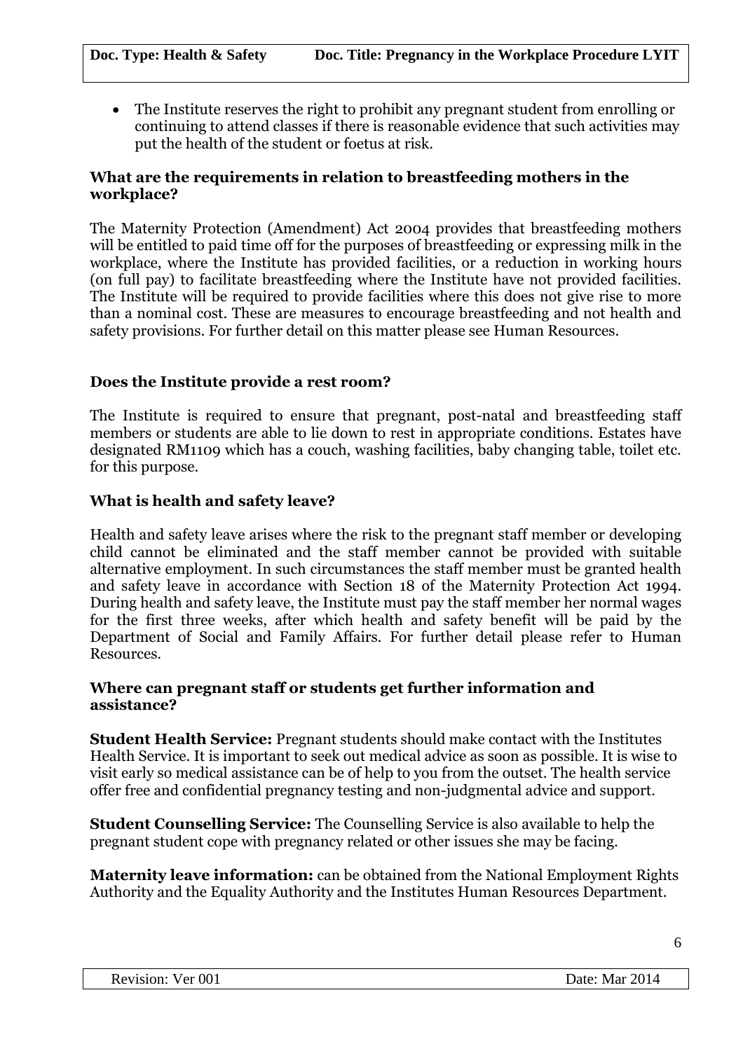- The Institute reserves the right to prohibit any pregnant student from enrolling or continuing to attend classes if there is reasonable evidence that such activities may put the health of the student or foetus at risk.

### What are the requirements in relation to breastfeeding mothers in the workplace?

The Maternity Protection (Amendment) Act 2004 provides that breastfeeding mothers will be entitled to paid time off for the purposes of breastfeeding or expressing milk in the workplace, where the Institute has provided facilities, or a reduction in working hours (on full pay) to facilitate breastfeeding where the Institute have not provided facilities. The Institute will be required to provide facilities where this does not give rise to more than a nominal cost. These are measures to encourage breastfeeding and not health and safety provisions. For further detail on this matter please see Human Resources.

### Does the Institute provide a rest room?

The Institute is required to ensure that pregnant, post-natal and breastfeeding staff members or students are able to lie down to rest in appropriate conditions. Estates have designated RM1109 which has a couch, washing facilities, baby changing table, toilet etc. for this purpose.

### What is health and safety leave?

Health and safety leave arises where the risk to the pregnant staff member or developing child cannot be eliminated and the staff member cannot be provided with suitable alternative employment. In such circumstances the staff member must be granted health and safety leave in accordance with Section 18 of the Maternity Protection Act 1994. During health and safety leave, the Institute must pay the staff member her normal wages for the first three weeks, after which health and safety benefit will be paid by the Department of Social and Family Affairs. For further detail please refer to Human Resources.

### Where can pregnant staff or students get further information and assistance?

**Student Health Service:** Pregnant students should make contact with the Institutes Health Service. It is important to seek out medical advice as soon as possible. It is wise to visit early so medical assistance can be of help to you from the outset. The health service offer free and confidential pregnancy testing and non-judgmental advice and support.

**Student Counselling Service:** The Counselling Service is also available to help the pregnant student cope with pregnancy related or other issues she may be facing.

**Maternity leave information:** can be obtained from the National Employment Rights Authority and the Equality Authority and the Institutes Human Resources Department.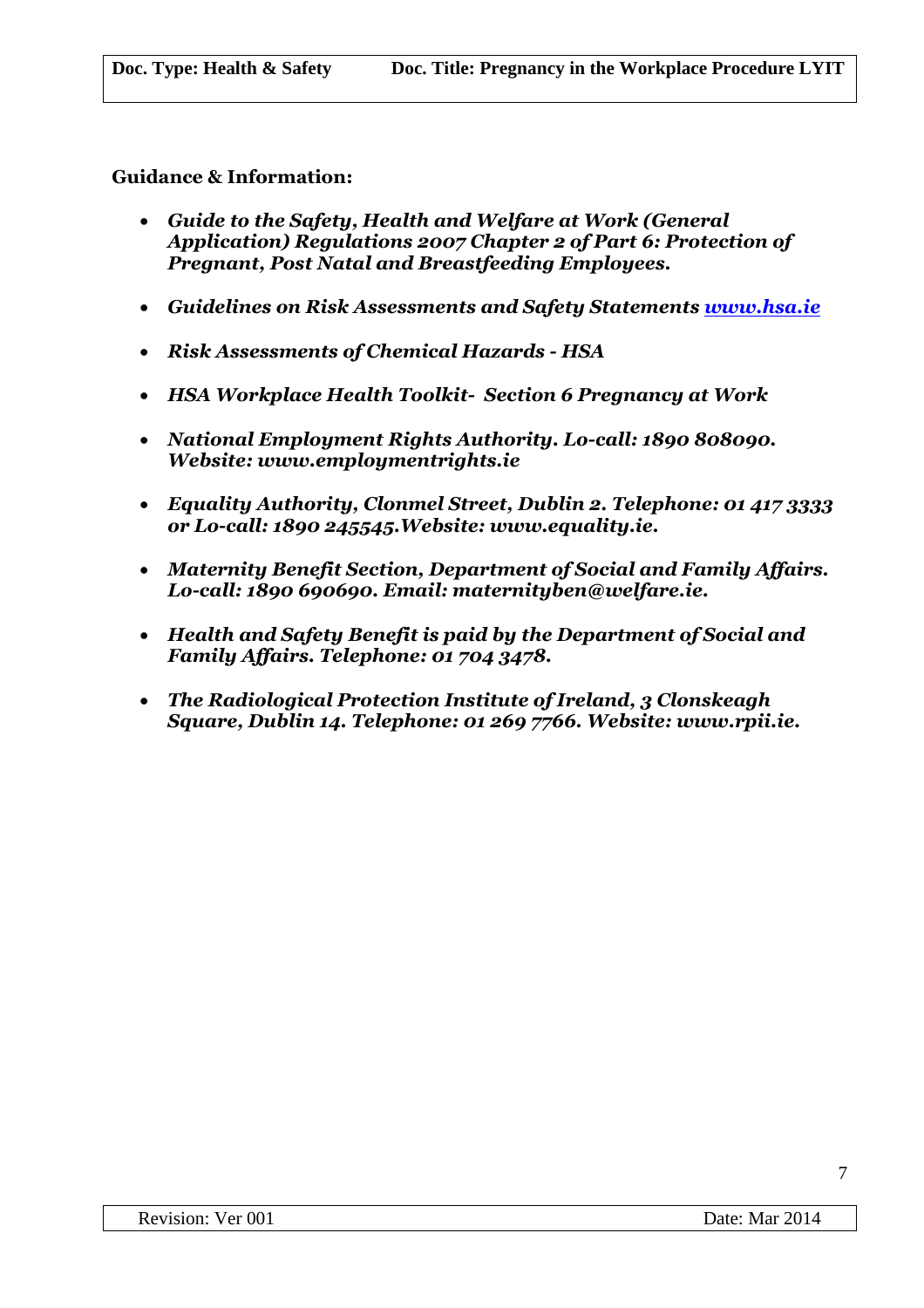**Guidance & Information:**

- ***Guide to the Safety, Health and Welfare at Work (General Application) Regulations 2007 Chapter 2 of Part 6: Protection of Pregnant, Post Natal and Breastfeeding Employees.***
- ***Guidelines on Risk Assessments and Safety Statements [www.hsa.ie](http://www.hsa.ie)***
- ***Risk Assessments of Chemical Hazards - HSA***
- ***HSA Workplace Health Toolkit- Section 6 Pregnancy at Work***
- ***National Employment Rights Authority. Lo-call: 1890 808090. Website: www.employmentrights.ie***
- ***Equality Authority, Clonmel Street, Dublin 2. Telephone: 01 417 3333 or Lo-call: 1890 245545.Website: www.equality.ie.***
- ***Maternity Benefit Section, Department of Social and Family Affairs. Lo-call: 1890 690690. Email: maternityben@welfare.ie.***
- ***Health and Safety Benefit is paid by the Department of Social and Family Affairs. Telephone: 01 704 3478.***
- ***The Radiological Protection Institute of Ireland, 3 Clonskeagh Square, Dublin 14. Telephone: 01 269 7766. Website: www.rpii.ie.***